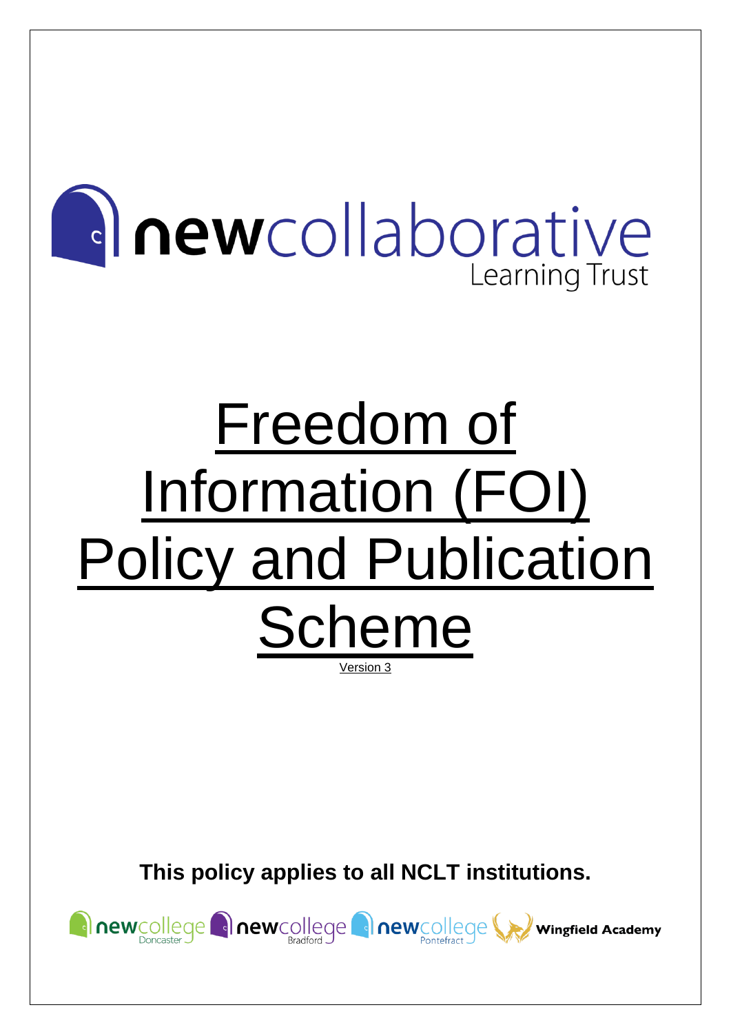newcollaborative Learning Trust

# Freedom of Information (FOI) Policy and Publication Scheme

Version 3

**This policy applies to all NCLT institutions.**

newcollege Doncaster newcollege Bradford newcollege Pontefract Wingfield Academy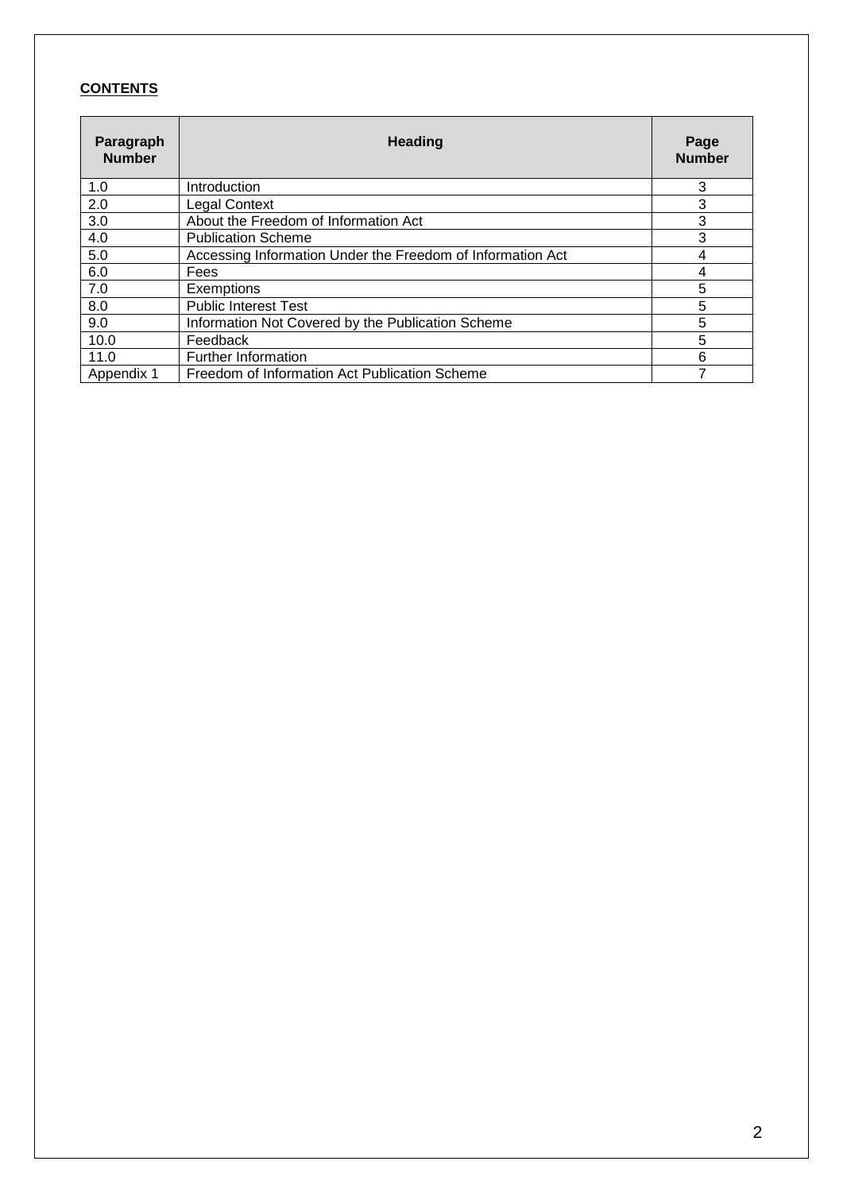**CONTENTS**

| Paragraph Number | Heading | Page Number |
|---|---|---|
| 1.0 | Introduction | 3 |
| 2.0 | Legal Context | 3 |
| 3.0 | About the Freedom of Information Act | 3 |
| 4.0 | Publication Scheme | 3 |
| 5.0 | Accessing Information Under the Freedom of Information Act | 4 |
| 6.0 | Fees | 4 |
| 7.0 | Exemptions | 5 |
| 8.0 | Public Interest Test | 5 |
| 9.0 | Information Not Covered by the Publication Scheme | 5 |
| 10.0 | Feedback | 5 |
| 11.0 | Further Information | 6 |
| Appendix 1 | Freedom of Information Act Publication Scheme | 7 |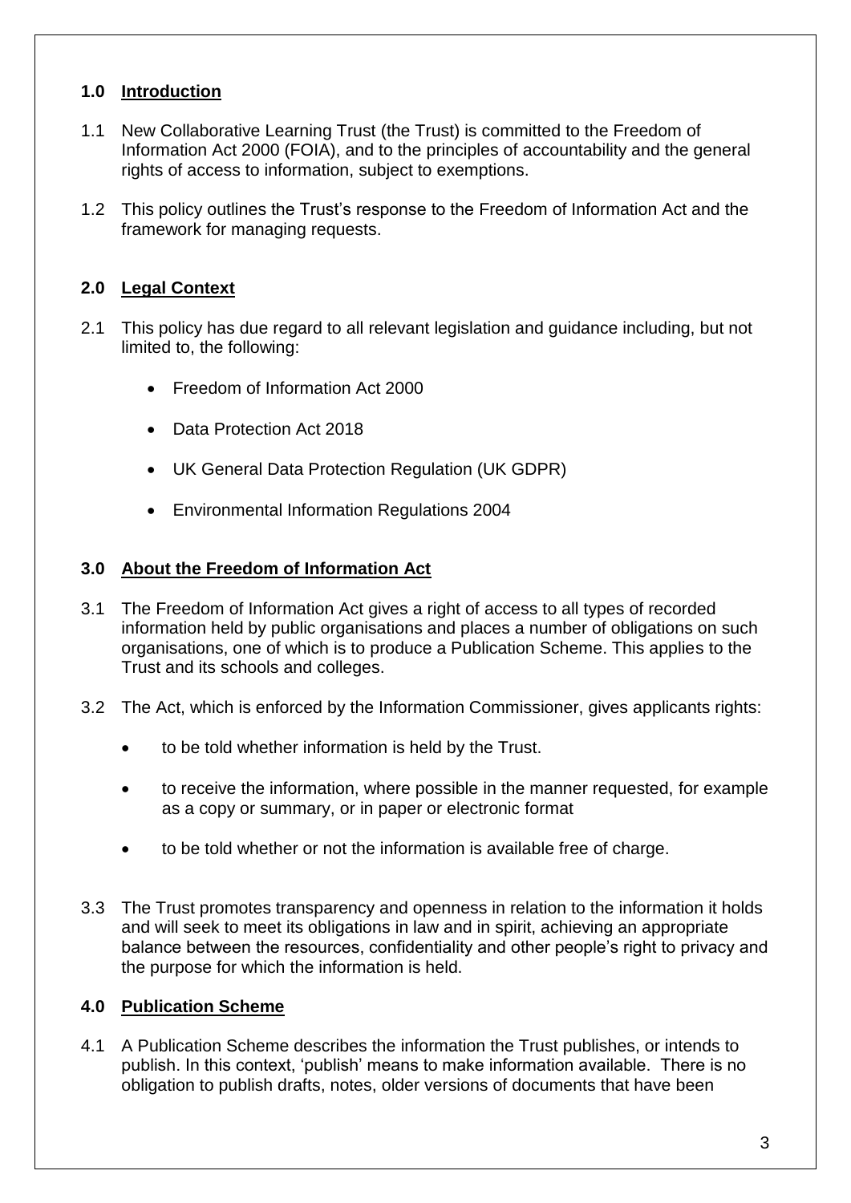## 1.0 Introduction

1.1 New Collaborative Learning Trust (the Trust) is committed to the Freedom of Information Act 2000 (FOIA), and to the principles of accountability and the general rights of access to information, subject to exemptions.

1.2 This policy outlines the Trust's response to the Freedom of Information Act and the framework for managing requests.

## 2.0 Legal Context

2.1 This policy has due regard to all relevant legislation and guidance including, but not limited to, the following:

- Freedom of Information Act 2000
- Data Protection Act 2018
- UK General Data Protection Regulation (UK GDPR)
- Environmental Information Regulations 2004

## 3.0 About the Freedom of Information Act

3.1 The Freedom of Information Act gives a right of access to all types of recorded information held by public organisations and places a number of obligations on such organisations, one of which is to produce a Publication Scheme. This applies to the Trust and its schools and colleges.

3.2 The Act, which is enforced by the Information Commissioner, gives applicants rights:

- to be told whether information is held by the Trust.
- to receive the information, where possible in the manner requested, for example as a copy or summary, or in paper or electronic format
- to be told whether or not the information is available free of charge.

3.3 The Trust promotes transparency and openness in relation to the information it holds and will seek to meet its obligations in law and in spirit, achieving an appropriate balance between the resources, confidentiality and other people's right to privacy and the purpose for which the information is held.

## 4.0 Publication Scheme

4.1 A Publication Scheme describes the information the Trust publishes, or intends to publish. In this context, 'publish' means to make information available. There is no obligation to publish drafts, notes, older versions of documents that have been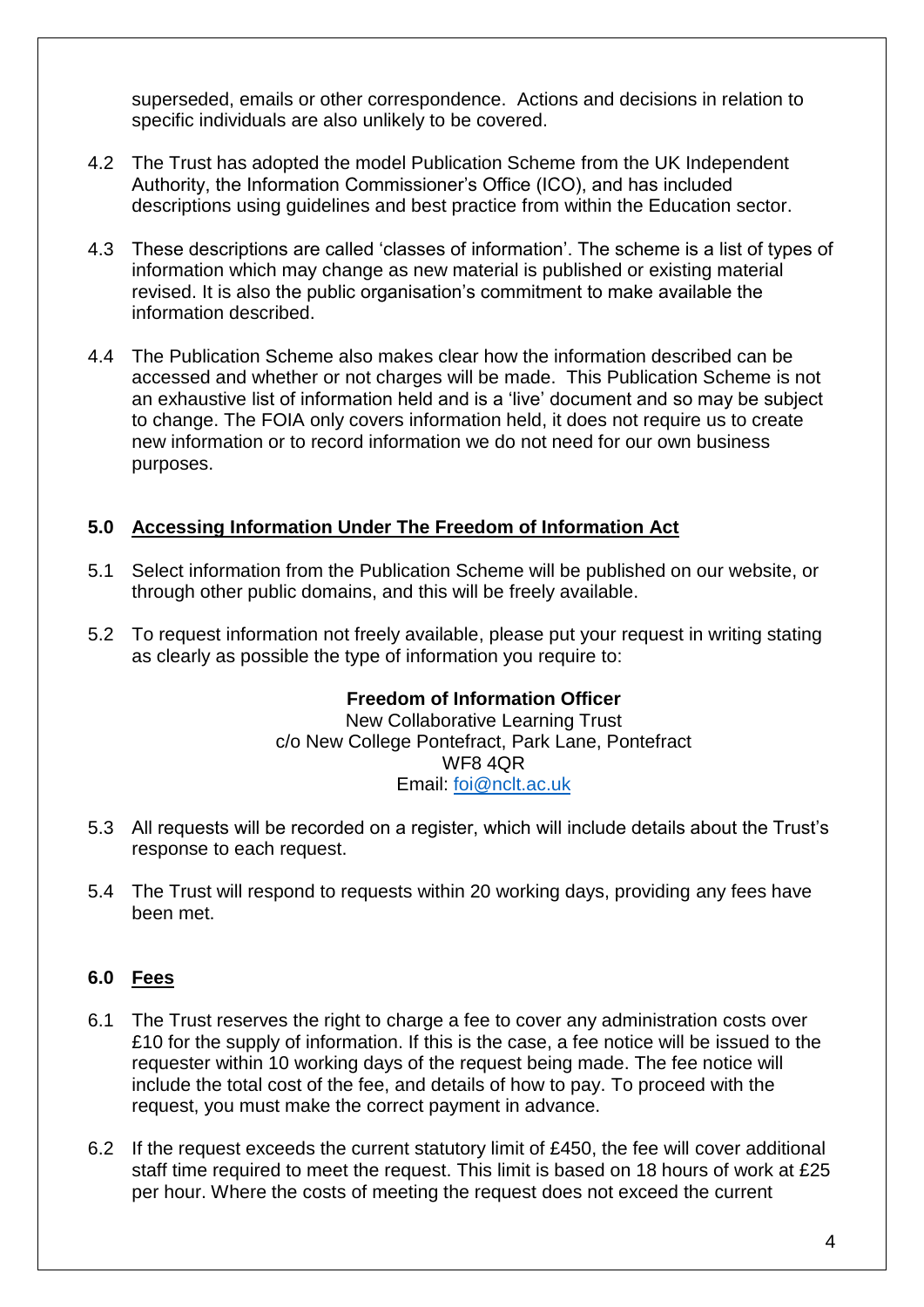superseded, emails or other correspondence. Actions and decisions in relation to specific individuals are also unlikely to be covered.

4.2 The Trust has adopted the model Publication Scheme from the UK Independent Authority, the Information Commissioner's Office (ICO), and has included descriptions using guidelines and best practice from within the Education sector.

4.3 These descriptions are called 'classes of information'. The scheme is a list of types of information which may change as new material is published or existing material revised. It is also the public organisation's commitment to make available the information described.

4.4 The Publication Scheme also makes clear how the information described can be accessed and whether or not charges will be made. This Publication Scheme is not an exhaustive list of information held and is a 'live' document and so may be subject to change. The FOIA only covers information held, it does not require us to create new information or to record information we do not need for our own business purposes.

## 5.0 Accessing Information Under The Freedom of Information Act

5.1 Select information from the Publication Scheme will be published on our website, or through other public domains, and this will be freely available.

5.2 To request information not freely available, please put your request in writing stating as clearly as possible the type of information you require to:

**Freedom of Information Officer**
New Collaborative Learning Trust
c/o New College Pontefract, Park Lane, Pontefract
WF8 4QR
Email: [foi@nclt.ac.uk](mailto:foi@nclt.ac.uk)

5.3 All requests will be recorded on a register, which will include details about the Trust's response to each request.

5.4 The Trust will respond to requests within 20 working days, providing any fees have been met.

## 6.0 Fees

6.1 The Trust reserves the right to charge a fee to cover any administration costs over £10 for the supply of information. If this is the case, a fee notice will be issued to the requester within 10 working days of the request being made. The fee notice will include the total cost of the fee, and details of how to pay. To proceed with the request, you must make the correct payment in advance.

6.2 If the request exceeds the current statutory limit of £450, the fee will cover additional staff time required to meet the request. This limit is based on 18 hours of work at £25 per hour. Where the costs of meeting the request does not exceed the current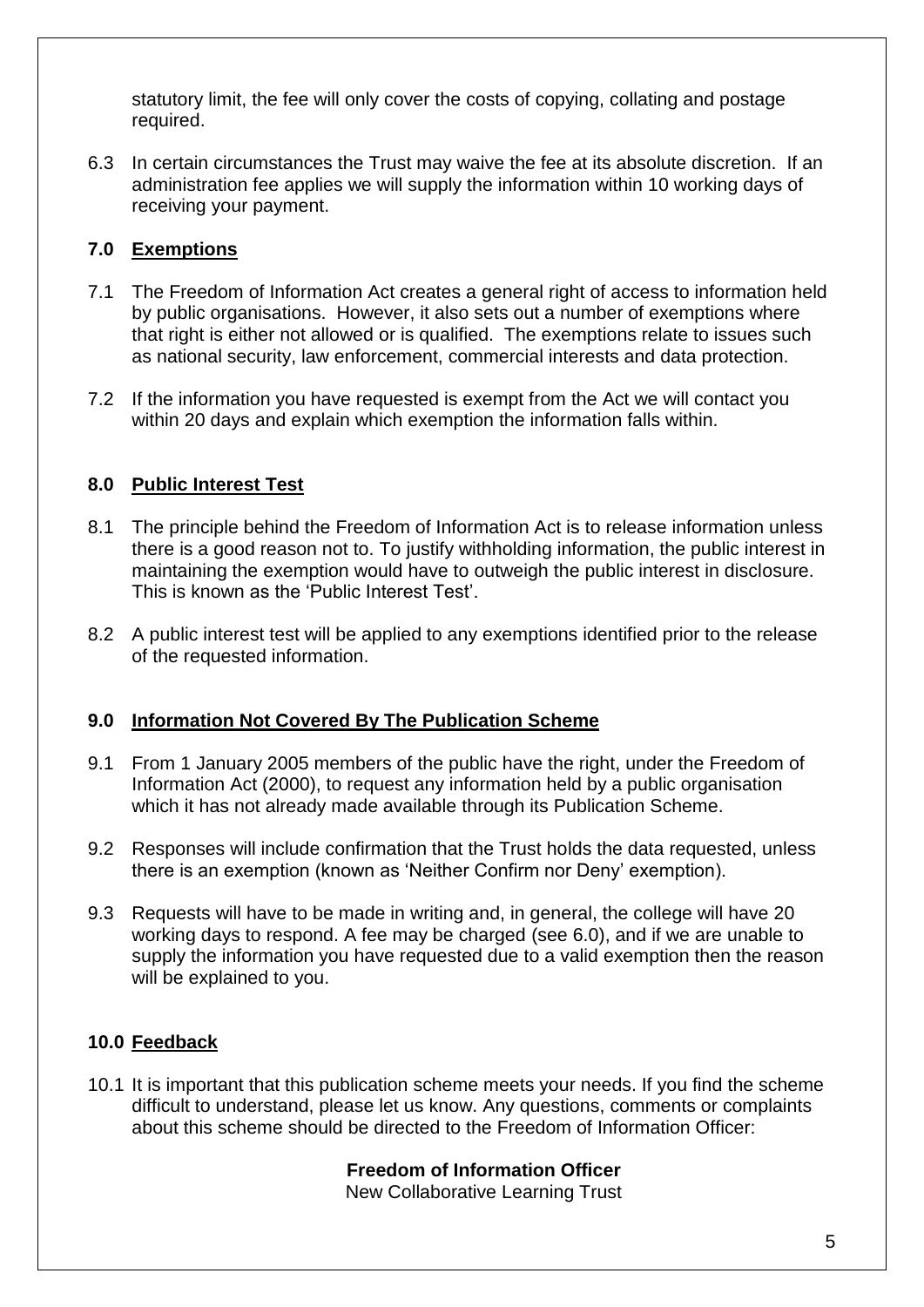statutory limit, the fee will only cover the costs of copying, collating and postage required.

6.3 In certain circumstances the Trust may waive the fee at its absolute discretion. If an administration fee applies we will supply the information within 10 working days of receiving your payment.

## 7.0 Exemptions

7.1 The Freedom of Information Act creates a general right of access to information held by public organisations. However, it also sets out a number of exemptions where that right is either not allowed or is qualified. The exemptions relate to issues such as national security, law enforcement, commercial interests and data protection.

7.2 If the information you have requested is exempt from the Act we will contact you within 20 days and explain which exemption the information falls within.

## 8.0 Public Interest Test

8.1 The principle behind the Freedom of Information Act is to release information unless there is a good reason not to. To justify withholding information, the public interest in maintaining the exemption would have to outweigh the public interest in disclosure. This is known as the 'Public Interest Test'.

8.2 A public interest test will be applied to any exemptions identified prior to the release of the requested information.

## 9.0 Information Not Covered By The Publication Scheme

9.1 From 1 January 2005 members of the public have the right, under the Freedom of Information Act (2000), to request any information held by a public organisation which it has not already made available through its Publication Scheme.

9.2 Responses will include confirmation that the Trust holds the data requested, unless there is an exemption (known as 'Neither Confirm nor Deny' exemption).

9.3 Requests will have to be made in writing and, in general, the college will have 20 working days to respond. A fee may be charged (see 6.0), and if we are unable to supply the information you have requested due to a valid exemption then the reason will be explained to you.

## 10.0 Feedback

10.1 It is important that this publication scheme meets your needs. If you find the scheme difficult to understand, please let us know. Any questions, comments or complaints about this scheme should be directed to the Freedom of Information Officer:

**Freedom of Information Officer**
New Collaborative Learning Trust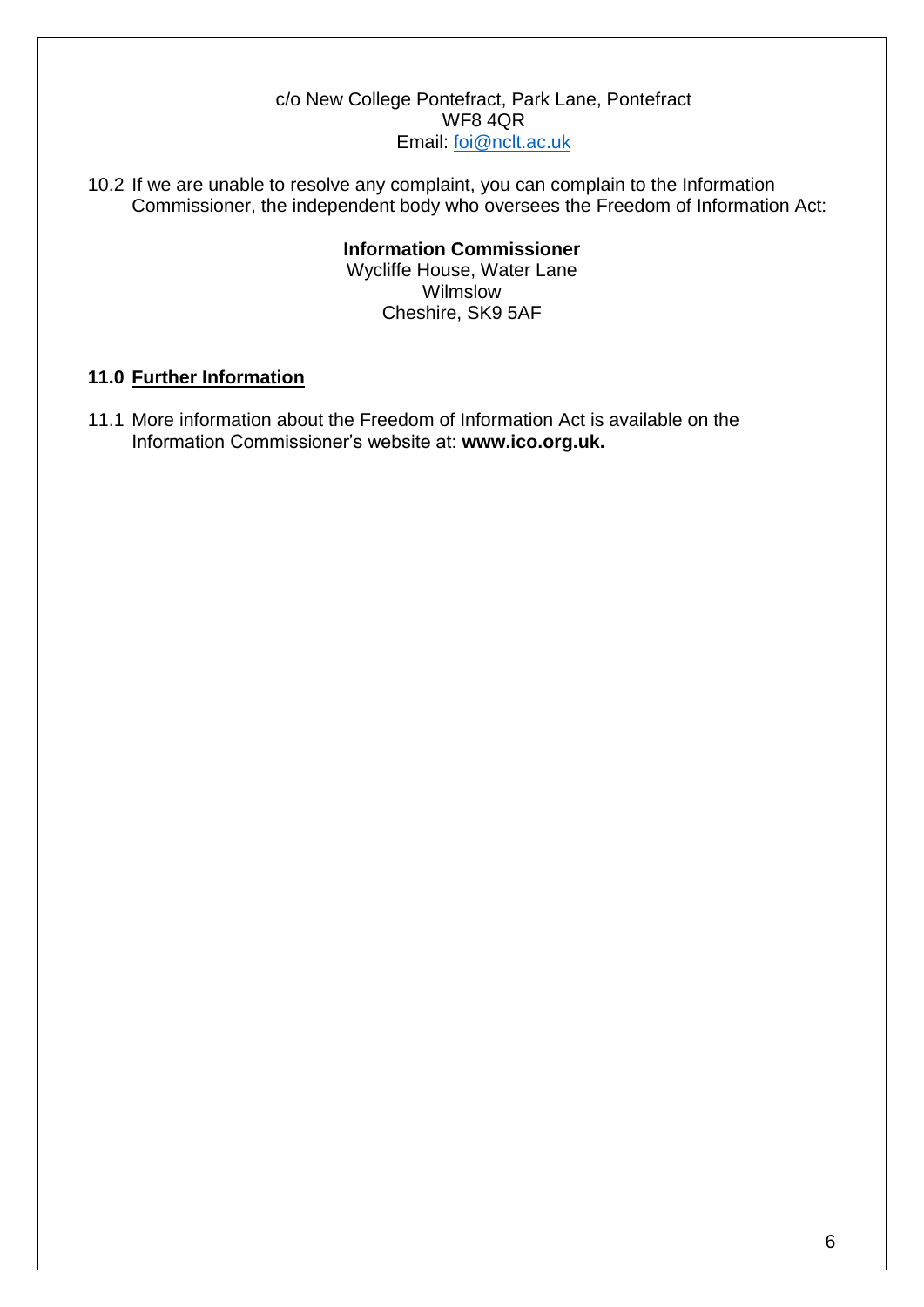c/o New College Pontefract, Park Lane, Pontefract
WF8 4QR
Email: foi@nclt.ac.uk

10.2 If we are unable to resolve any complaint, you can complain to the Information Commissioner, the independent body who oversees the Freedom of Information Act:

**Information Commissioner**
Wycliffe House, Water Lane
Wilmslow
Cheshire, SK9 5AF

## 11.0 Further Information

11.1 More information about the Freedom of Information Act is available on the Information Commissioner's website at: **www.ico.org.uk.**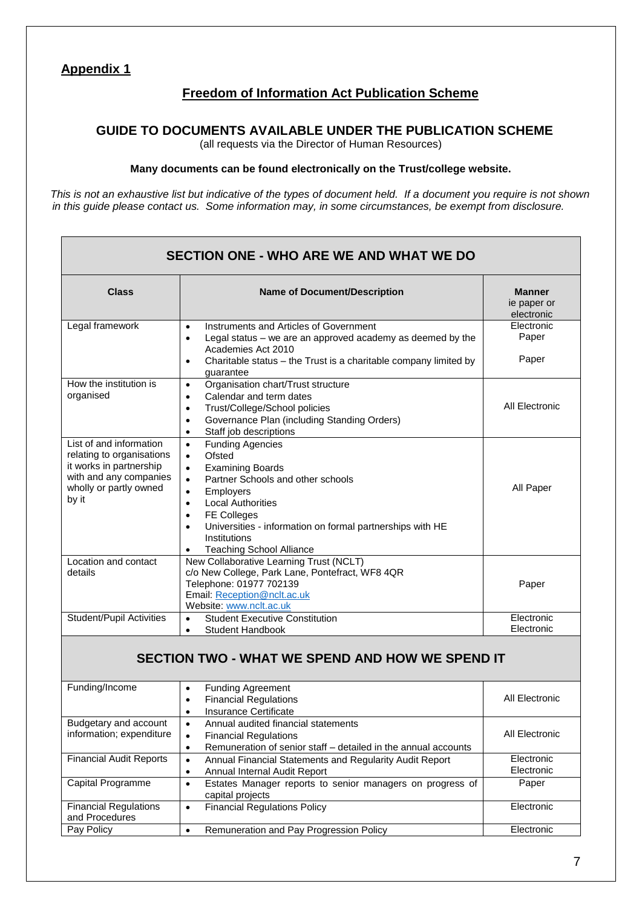## Appendix 1

## Freedom of Information Act Publication Scheme

### GUIDE TO DOCUMENTS AVAILABLE UNDER THE PUBLICATION SCHEME

(all requests via the Director of Human Resources)

**Many documents can be found electronically on the Trust/college website.**

*This is not an exhaustive list but indicative of the types of document held. If a document you require is not shown in this guide please contact us. Some information may, in some circumstances, be exempt from disclosure.*

| SECTION ONE - WHO ARE WE AND WHAT WE DO | | |
|---|---|---|
| **Class** | **Name of Document/Description** | **Manner** ie paper or electronic |
| Legal framework | • Instruments and Articles of Government<br>• Legal status – we are an approved academy as deemed by the Academies Act 2010<br>• Charitable status – the Trust is a charitable company limited by guarantee | Electronic<br>Paper<br>Paper |
| How the institution is organised | • Organisation chart/Trust structure<br>• Calendar and term dates<br>• Trust/College/School policies<br>• Governance Plan (including Standing Orders)<br>• Staff job descriptions | All Electronic |
| List of and information relating to organisations it works in partnership with and any companies wholly or partly owned by it | • Funding Agencies<br>• Ofsted<br>• Examining Boards<br>• Partner Schools and other schools<br>• Employers<br>• Local Authorities<br>• FE Colleges<br>• Universities - information on formal partnerships with HE Institutions<br>• Teaching School Alliance | All Paper |
| Location and contact details | New Collaborative Learning Trust (NCLT)<br>c/o New College, Park Lane, Pontefract, WF8 4QR<br>Telephone: 01977 702139<br>Email: Reception@nclt.ac.uk<br>Website: www.nclt.ac.uk | Paper |
| Student/Pupil Activities | • Student Executive Constitution<br>• Student Handbook | Electronic<br>Electronic |
| **SECTION TWO - WHAT WE SPEND AND HOW WE SPEND IT** | | |
| Funding/Income | • Funding Agreement<br>• Financial Regulations<br>• Insurance Certificate | All Electronic |
| Budgetary and account information; expenditure | • Annual audited financial statements<br>• Financial Regulations<br>• Remuneration of senior staff – detailed in the annual accounts | All Electronic |
| Financial Audit Reports | • Annual Financial Statements and Regularity Audit Report<br>• Annual Internal Audit Report | Electronic<br>Electronic |
| Capital Programme | • Estates Manager reports to senior managers on progress of capital projects | Paper |
| Financial Regulations and Procedures | • Financial Regulations Policy | Electronic |
| Pay Policy | • Remuneration and Pay Progression Policy | Electronic |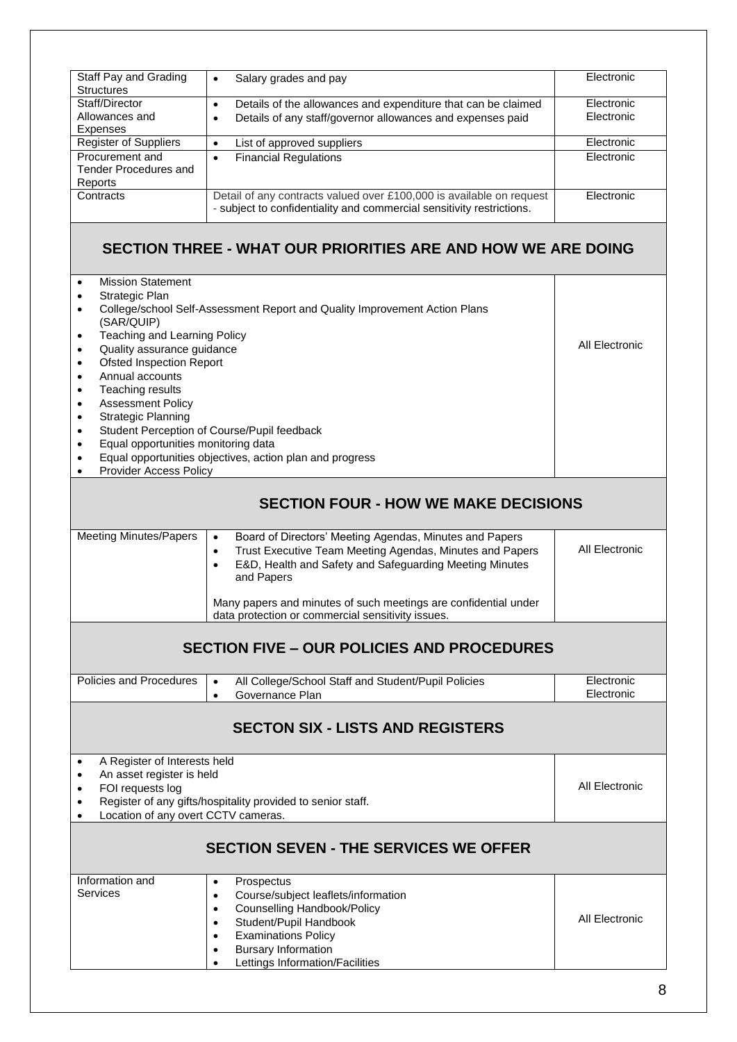| | | |
|---|---|---|
| Staff Pay and Grading Structures | • Salary grades and pay | Electronic |
| Staff/Director Allowances and Expenses | • Details of the allowances and expenditure that can be claimed<br>• Details of any staff/governor allowances and expenses paid | Electronic<br>Electronic |
| Register of Suppliers | • List of approved suppliers | Electronic |
| Procurement and Tender Procedures and Reports | • Financial Regulations | Electronic |
| Contracts | Detail of any contracts valued over £100,000 is available on request - subject to confidentiality and commercial sensitivity restrictions. | Electronic |

## SECTION THREE - WHAT OUR PRIORITIES ARE AND HOW WE ARE DOING

| | |
|---|---|
| • Mission Statement<br>• Strategic Plan<br>• College/school Self-Assessment Report and Quality Improvement Action Plans (SAR/QUIP)<br>• Teaching and Learning Policy<br>• Quality assurance guidance<br>• Ofsted Inspection Report<br>• Annual accounts<br>• Teaching results<br>• Assessment Policy<br>• Strategic Planning<br>• Student Perception of Course/Pupil feedback<br>• Equal opportunities monitoring data<br>• Equal opportunities objectives, action plan and progress<br>• Provider Access Policy | All Electronic |

## SECTION FOUR - HOW WE MAKE DECISIONS

| | | |
|---|---|---|
| Meeting Minutes/Papers | • Board of Directors' Meeting Agendas, Minutes and Papers<br>• Trust Executive Team Meeting Agendas, Minutes and Papers<br>• E&D, Health and Safety and Safeguarding Meeting Minutes and Papers<br><br>Many papers and minutes of such meetings are confidential under data protection or commercial sensitivity issues. | All Electronic |

## SECTION FIVE – OUR POLICIES AND PROCEDURES

| | | |
|---|---|---|
| Policies and Procedures | • All College/School Staff and Student/Pupil Policies<br>• Governance Plan | Electronic<br>Electronic |

## SECTON SIX - LISTS AND REGISTERS

| | |
|---|---|
| • A Register of Interests held<br>• An asset register is held<br>• FOI requests log<br>• Register of any gifts/hospitality provided to senior staff.<br>• Location of any overt CCTV cameras. | All Electronic |

## SECTION SEVEN - THE SERVICES WE OFFER

| | | |
|---|---|---|
| Information and Services | • Prospectus<br>• Course/subject leaflets/information<br>• Counselling Handbook/Policy<br>• Student/Pupil Handbook<br>• Examinations Policy<br>• Bursary Information<br>• Lettings Information/Facilities | All Electronic |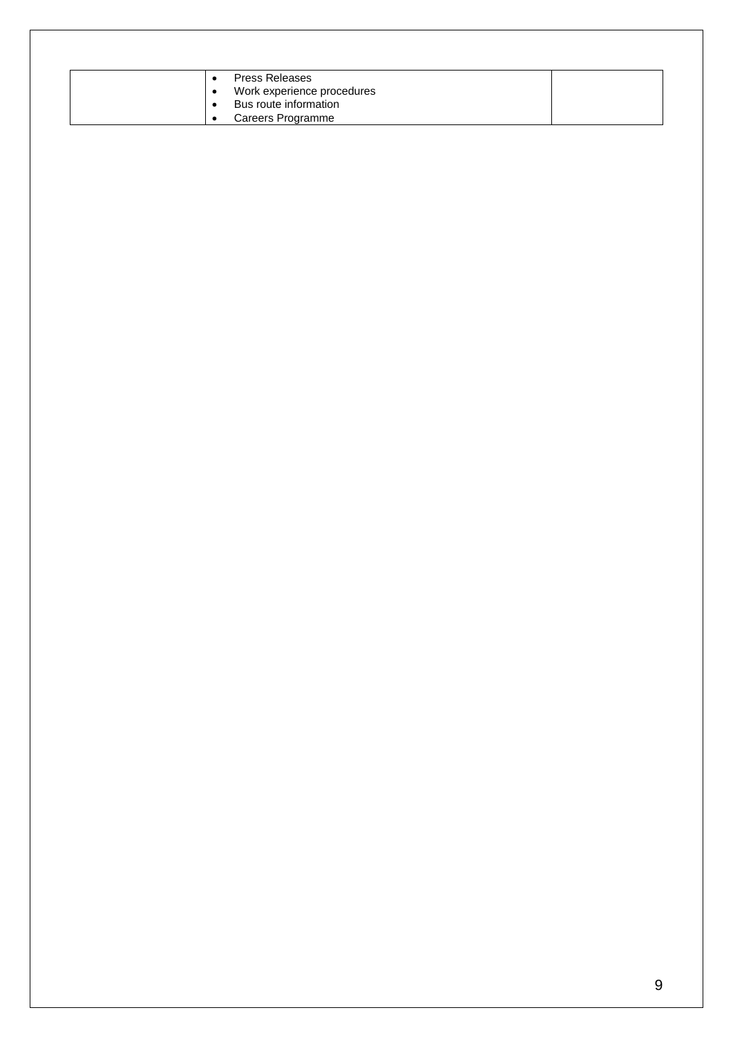|  | <ul><li>Press Releases</li><li>Work experience procedures</li><li>Bus route information</li><li>Careers Programme</li></ul> |  |
|---|---|---|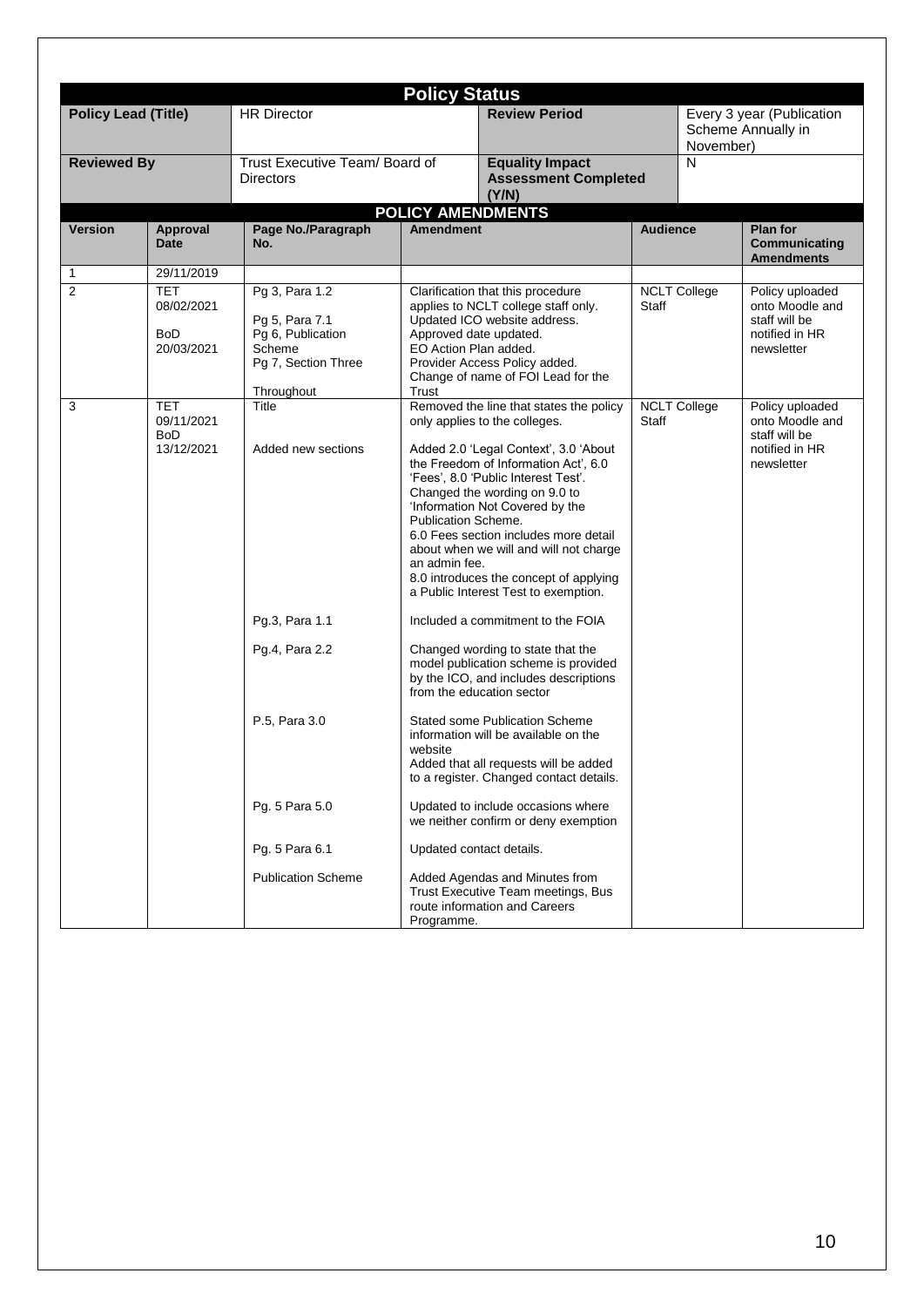## Policy Status

| | | | |
|---|---|---|---|
| **Policy Lead (Title)** | HR Director | **Review Period** | Every 3 year (Publication Scheme Annually in November) |
| **Reviewed By** | Trust Executive Team/ Board of Directors | **Equality Impact Assessment Completed (Y/N)** | N |

## POLICY AMENDMENTS

| Version | Approval Date | Page No./Paragraph No. | Amendment | Audience | Plan for Communicating Amendments |
|---|---|---|---|---|---|
| 1 | 29/11/2019 | | | | |
| 2 | TET 08/02/2021<br><br>BoD 20/03/2021 | Pg 3, Para 1.2<br><br>Pg 5, Para 7.1<br>Pg 6, Publication Scheme<br>Pg 7, Section Three<br><br>Throughout | Clarification that this procedure applies to NCLT college staff only.<br>Updated ICO website address.<br>Approved date updated.<br>EO Action Plan added.<br>Provider Access Policy added.<br>Change of name of FOI Lead for the Trust | NCLT College Staff | Policy uploaded onto Moodle and staff will be notified in HR newsletter |
| 3 | TET 09/11/2021<br>BoD 13/12/2021 | Title<br><br>Added new sections<br><br><br><br><br><br><br><br><br><br><br>Pg.3, Para 1.1<br><br>Pg.4, Para 2.2<br><br><br><br>P.5, Para 3.0<br><br><br><br><br>Pg. 5 Para 5.0<br><br>Pg. 5 Para 6.1<br><br>Publication Scheme | Removed the line that states the policy only applies to the colleges.<br><br>Added 2.0 'Legal Context', 3.0 'About the Freedom of Information Act', 6.0 'Fees', 8.0 'Public Interest Test'.<br>Changed the wording on 9.0 to 'Information Not Covered by the Publication Scheme.<br>6.0 Fees section includes more detail about when we will and will not charge an admin fee.<br>8.0 introduces the concept of applying a Public Interest Test to exemption.<br><br>Included a commitment to the FOIA<br><br>Changed wording to state that the model publication scheme is provided by the ICO, and includes descriptions from the education sector<br><br>Stated some Publication Scheme information will be available on the website<br>Added that all requests will be added to a register. Changed contact details.<br><br>Updated to include occasions where we neither confirm or deny exemption<br><br>Updated contact details.<br><br>Added Agendas and Minutes from Trust Executive Team meetings, Bus route information and Careers Programme. | NCLT College Staff | Policy uploaded onto Moodle and staff will be notified in HR newsletter |